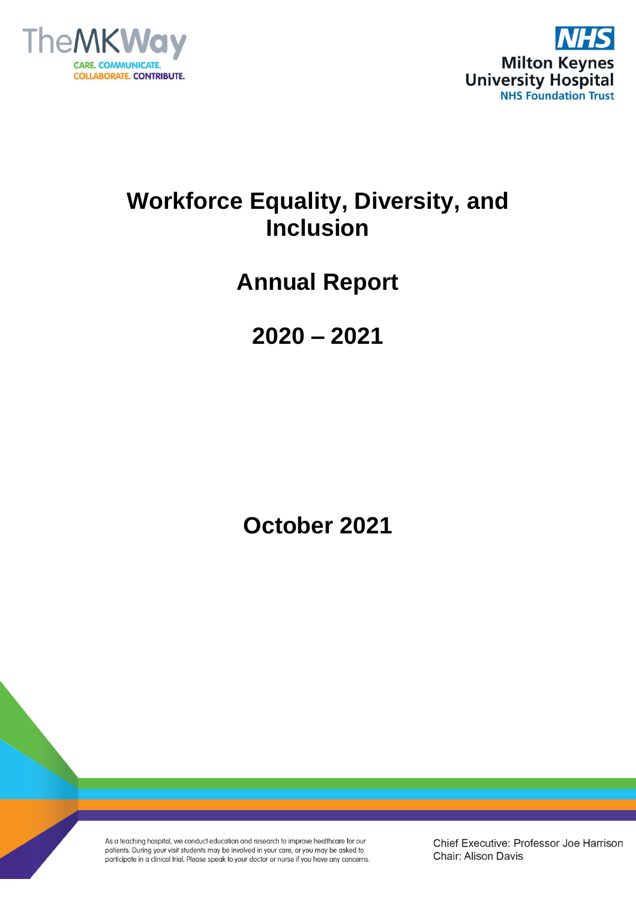TheMKWay

CARE. COMMUNICATE. COLLABORATE. CONTRIBUTE.

NHS

Milton Keynes University Hospital

NHS Foundation Trust

# Workforce Equality, Diversity, and Inclusion

# Annual Report

# 2020 – 2021

## October 2021

As a teaching hospital, we conduct education and research to improve healthcare for our patients. During your visit students may be involved in your care, or you may be asked to participate in a clinical trial. Please speak to your doctor or nurse if you have any concerns.

Chief Executive: Professor Joe Harrison
Chair: Alison Davis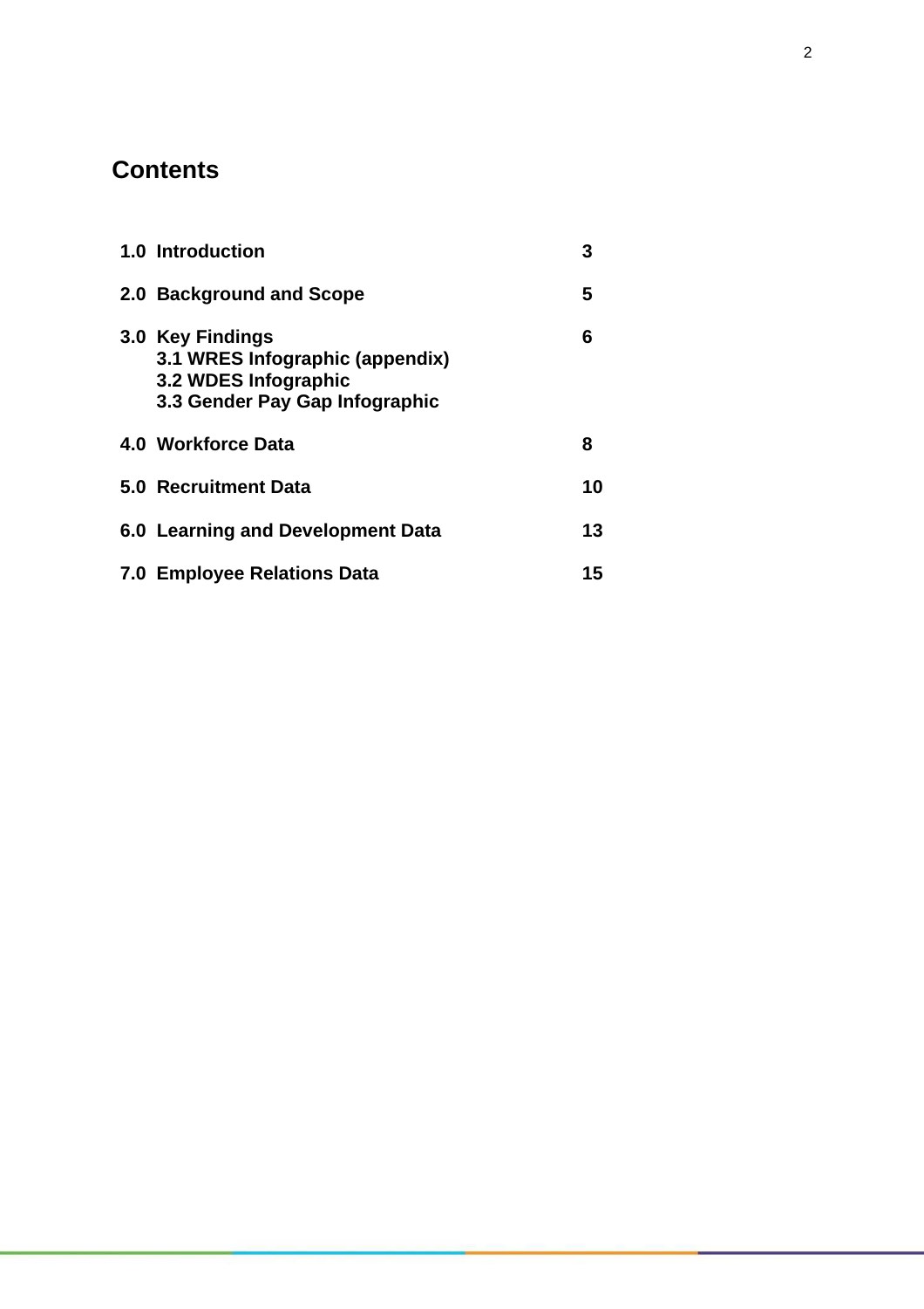# Contents

| | |
|---|---|
| **1.0 Introduction** | **3** |
| **2.0 Background and Scope** | **5** |
| **3.0 Key Findings**<br>**3.1 WRES Infographic (appendix)**<br>**3.2 WDES Infographic**<br>**3.3 Gender Pay Gap Infographic** | **6** |
| **4.0 Workforce Data** | **8** |
| **5.0 Recruitment Data** | **10** |
| **6.0 Learning and Development Data** | **13** |
| **7.0 Employee Relations Data** | **15** |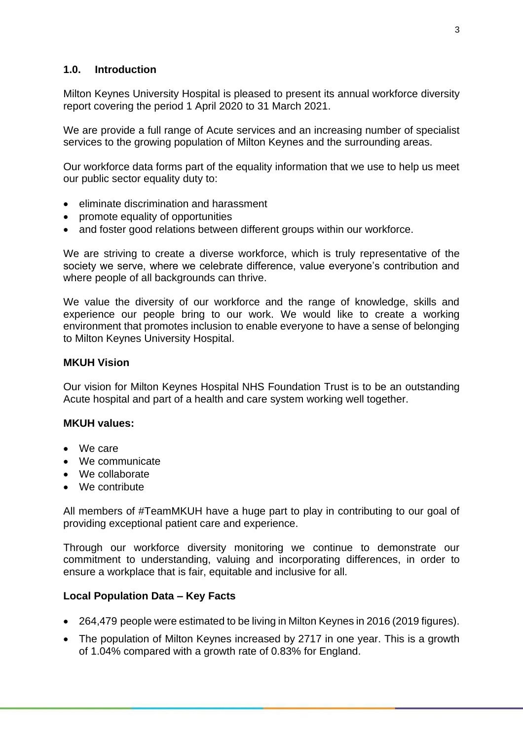## 1.0. Introduction

Milton Keynes University Hospital is pleased to present its annual workforce diversity report covering the period 1 April 2020 to 31 March 2021.

We are provide a full range of Acute services and an increasing number of specialist services to the growing population of Milton Keynes and the surrounding areas.

Our workforce data forms part of the equality information that we use to help us meet our public sector equality duty to:

- eliminate discrimination and harassment
- promote equality of opportunities
- and foster good relations between different groups within our workforce.

We are striving to create a diverse workforce, which is truly representative of the society we serve, where we celebrate difference, value everyone's contribution and where people of all backgrounds can thrive.

We value the diversity of our workforce and the range of knowledge, skills and experience our people bring to our work. We would like to create a working environment that promotes inclusion to enable everyone to have a sense of belonging to Milton Keynes University Hospital.

### MKUH Vision

Our vision for Milton Keynes Hospital NHS Foundation Trust is to be an outstanding Acute hospital and part of a health and care system working well together.

### MKUH values:

- We care
- We communicate
- We collaborate
- We contribute

All members of #TeamMKUH have a huge part to play in contributing to our goal of providing exceptional patient care and experience.

Through our workforce diversity monitoring we continue to demonstrate our commitment to understanding, valuing and incorporating differences, in order to ensure a workplace that is fair, equitable and inclusive for all.

### Local Population Data – Key Facts

- 264,479 people were estimated to be living in Milton Keynes in 2016 (2019 figures).
- The population of Milton Keynes increased by 2717 in one year. This is a growth of 1.04% compared with a growth rate of 0.83% for England.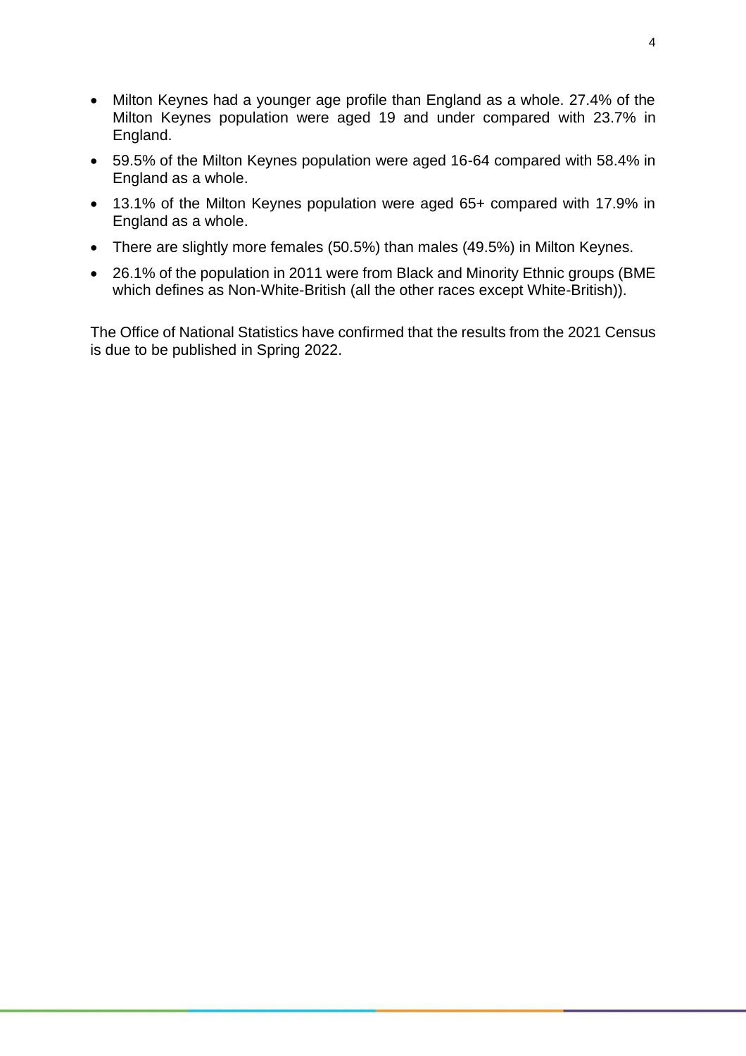- Milton Keynes had a younger age profile than England as a whole. 27.4% of the Milton Keynes population were aged 19 and under compared with 23.7% in England.
- 59.5% of the Milton Keynes population were aged 16-64 compared with 58.4% in England as a whole.
- 13.1% of the Milton Keynes population were aged 65+ compared with 17.9% in England as a whole.
- There are slightly more females (50.5%) than males (49.5%) in Milton Keynes.
- 26.1% of the population in 2011 were from Black and Minority Ethnic groups (BME which defines as Non-White-British (all the other races except White-British)).

The Office of National Statistics have confirmed that the results from the 2021 Census is due to be published in Spring 2022.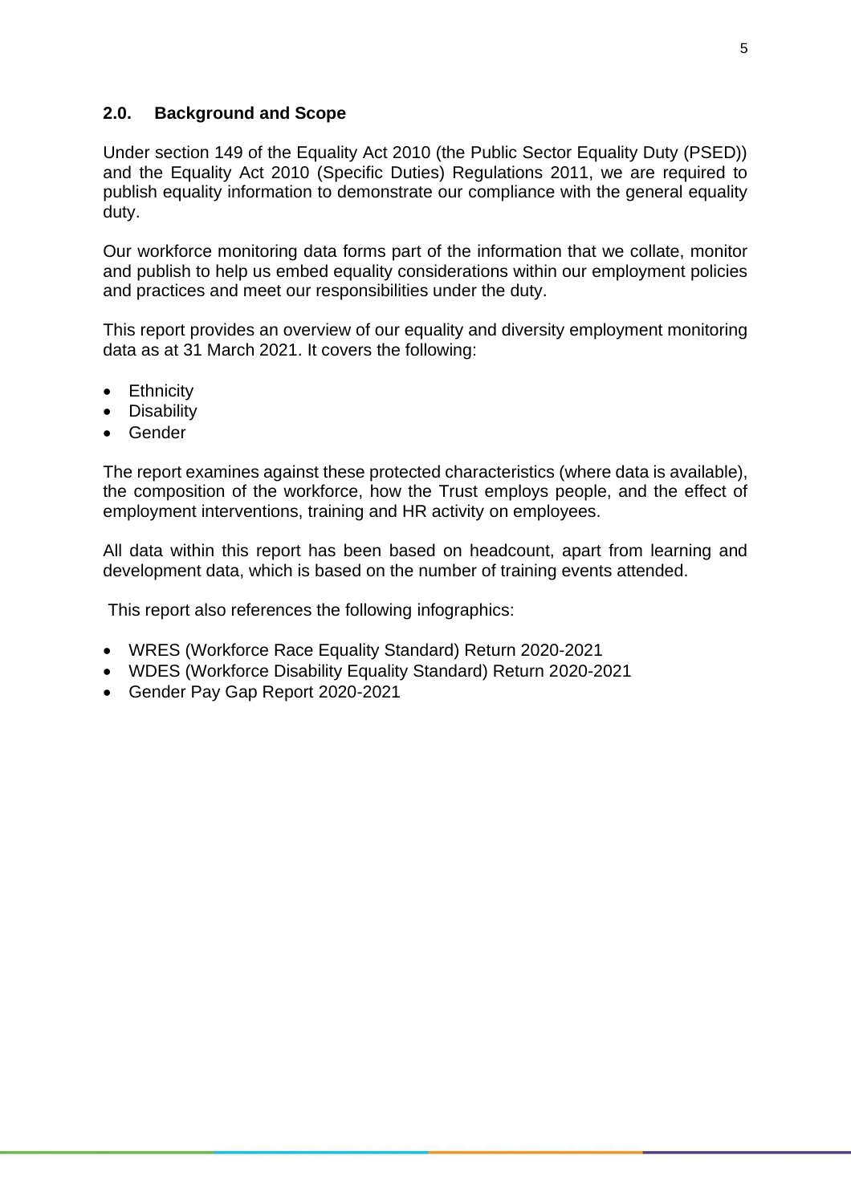## 2.0. Background and Scope

Under section 149 of the Equality Act 2010 (the Public Sector Equality Duty (PSED)) and the Equality Act 2010 (Specific Duties) Regulations 2011, we are required to publish equality information to demonstrate our compliance with the general equality duty.

Our workforce monitoring data forms part of the information that we collate, monitor and publish to help us embed equality considerations within our employment policies and practices and meet our responsibilities under the duty.

This report provides an overview of our equality and diversity employment monitoring data as at 31 March 2021. It covers the following:

- Ethnicity
- Disability
- Gender

The report examines against these protected characteristics (where data is available), the composition of the workforce, how the Trust employs people, and the effect of employment interventions, training and HR activity on employees.

All data within this report has been based on headcount, apart from learning and development data, which is based on the number of training events attended.

This report also references the following infographics:

- WRES (Workforce Race Equality Standard) Return 2020-2021
- WDES (Workforce Disability Equality Standard) Return 2020-2021
- Gender Pay Gap Report 2020-2021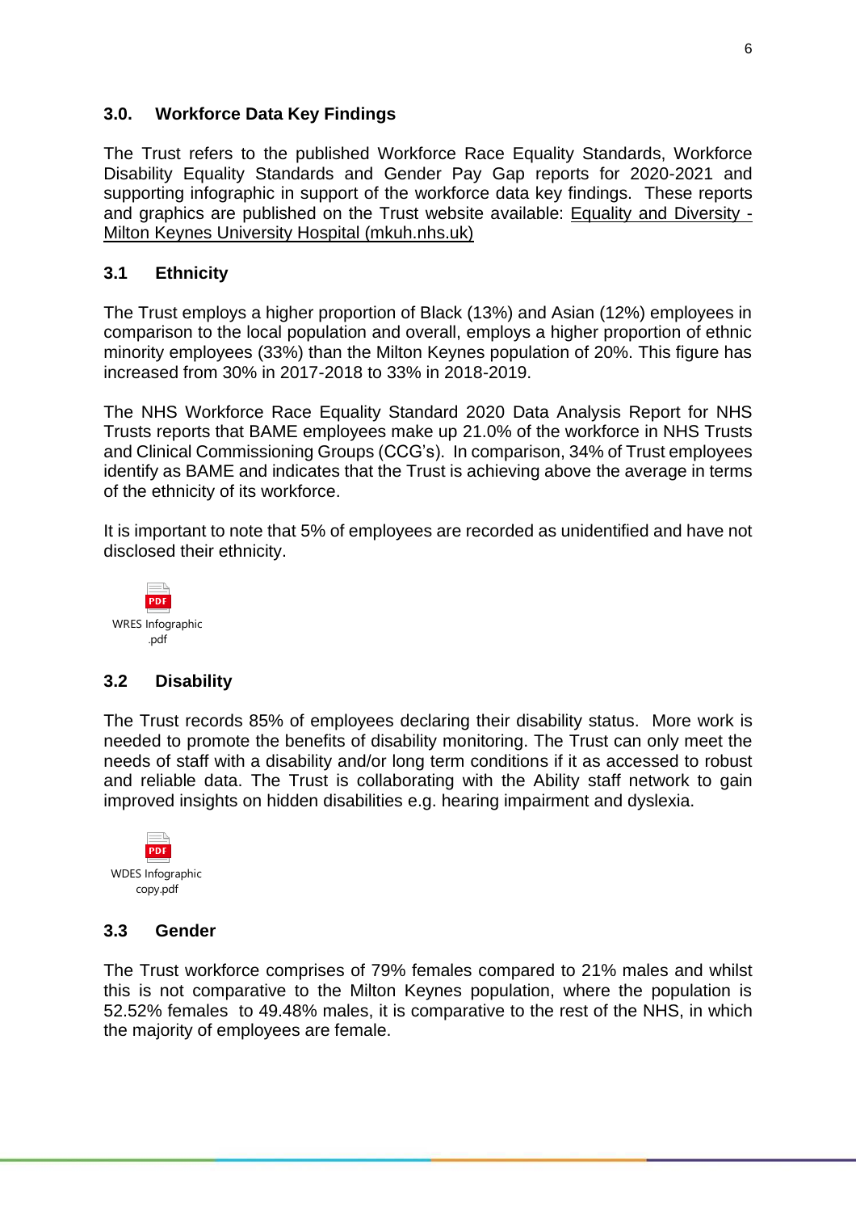## 3.0. Workforce Data Key Findings

The Trust refers to the published Workforce Race Equality Standards, Workforce Disability Equality Standards and Gender Pay Gap reports for 2020-2021 and supporting infographic in support of the workforce data key findings. These reports and graphics are published on the Trust website available: Equality and Diversity - Milton Keynes University Hospital (mkuh.nhs.uk)

### 3.1 Ethnicity

The Trust employs a higher proportion of Black (13%) and Asian (12%) employees in comparison to the local population and overall, employs a higher proportion of ethnic minority employees (33%) than the Milton Keynes population of 20%. This figure has increased from 30% in 2017-2018 to 33% in 2018-2019.

The NHS Workforce Race Equality Standard 2020 Data Analysis Report for NHS Trusts reports that BAME employees make up 21.0% of the workforce in NHS Trusts and Clinical Commissioning Groups (CCG's). In comparison, 34% of Trust employees identify as BAME and indicates that the Trust is achieving above the average in terms of the ethnicity of its workforce.

It is important to note that 5% of employees are recorded as unidentified and have not disclosed their ethnicity.

WRES Infographic .pdf

### 3.2 Disability

The Trust records 85% of employees declaring their disability status. More work is needed to promote the benefits of disability monitoring. The Trust can only meet the needs of staff with a disability and/or long term conditions if it as accessed to robust and reliable data. The Trust is collaborating with the Ability staff network to gain improved insights on hidden disabilities e.g. hearing impairment and dyslexia.

WDES Infographic copy.pdf

### 3.3 Gender

The Trust workforce comprises of 79% females compared to 21% males and whilst this is not comparative to the Milton Keynes population, where the population is 52.52% females to 49.48% males, it is comparative to the rest of the NHS, in which the majority of employees are female.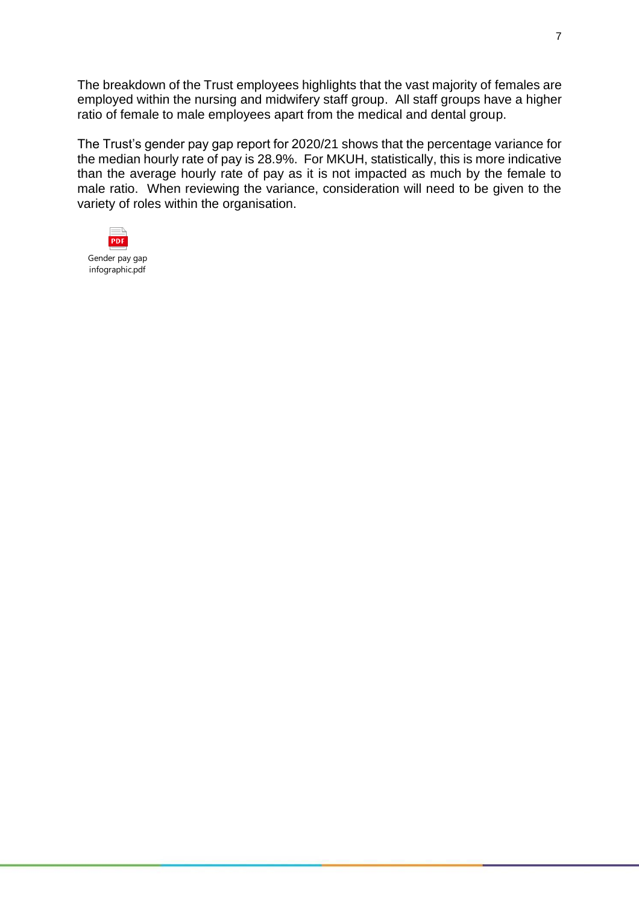The breakdown of the Trust employees highlights that the vast majority of females are employed within the nursing and midwifery staff group. All staff groups have a higher ratio of female to male employees apart from the medical and dental group.

The Trust's gender pay gap report for 2020/21 shows that the percentage variance for the median hourly rate of pay is 28.9%. For MKUH, statistically, this is more indicative than the average hourly rate of pay as it is not impacted as much by the female to male ratio. When reviewing the variance, consideration will need to be given to the variety of roles within the organisation.

Gender pay gap infographic.pdf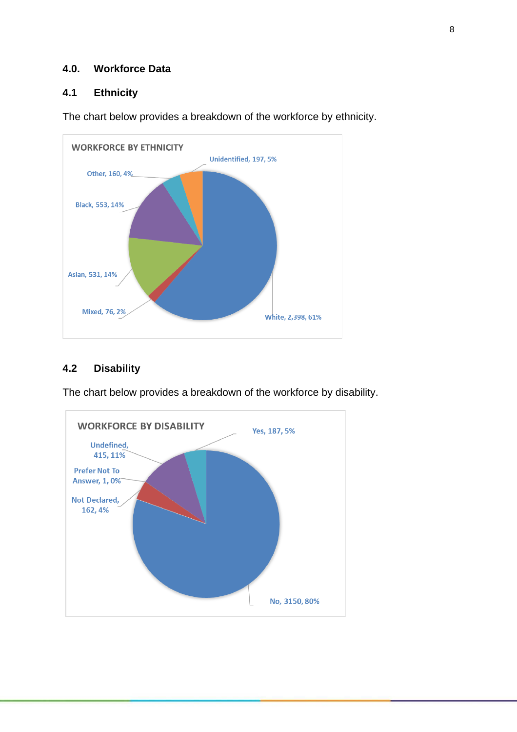## 4.0. Workforce Data

### 4.1 Ethnicity

The chart below provides a breakdown of the workforce by ethnicity.

WORKFORCE BY ETHNICITY

Unidentified, 197, 5%
Other, 160, 4%
Black, 553, 14%
Asian, 531, 14%
Mixed, 76, 2%
White, 2,398, 61%

### 4.2 Disability

The chart below provides a breakdown of the workforce by disability.

WORKFORCE BY DISABILITY

Yes, 187, 5%
Undefined, 415, 11%
Prefer Not To Answer, 1, 0%
Not Declared, 162, 4%
No, 3150, 80%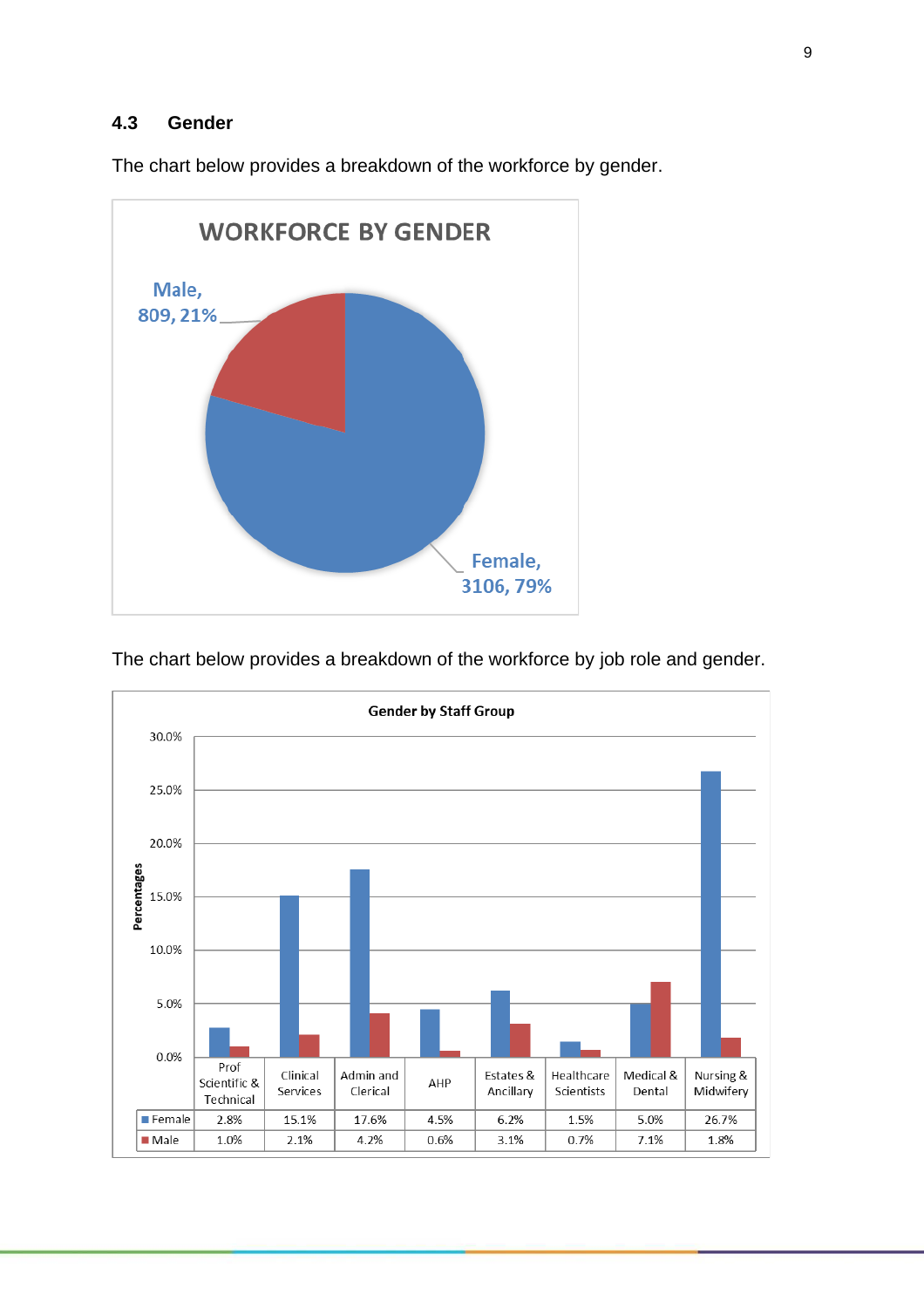## 4.3 Gender

The chart below provides a breakdown of the workforce by gender.

WORKFORCE BY GENDER

Male, 809, 21%

Female, 3106, 79%

The chart below provides a breakdown of the workforce by job role and gender.

Gender by Staff Group

Percentages

30.0%
25.0%
20.0%
15.0%
10.0%
5.0%
0.0%

| | Prof Scientific & Technical | Clinical Services | Admin and Clerical | AHP | Estates & Ancillary | Healthcare Scientists | Medical & Dental | Nursing & Midwifery |
|---|---|---|---|---|---|---|---|---|
| Female | 2.8% | 15.1% | 17.6% | 4.5% | 6.2% | 1.5% | 5.0% | 26.7% |
| Male | 1.0% | 2.1% | 4.2% | 0.6% | 3.1% | 0.7% | 7.1% | 1.8% |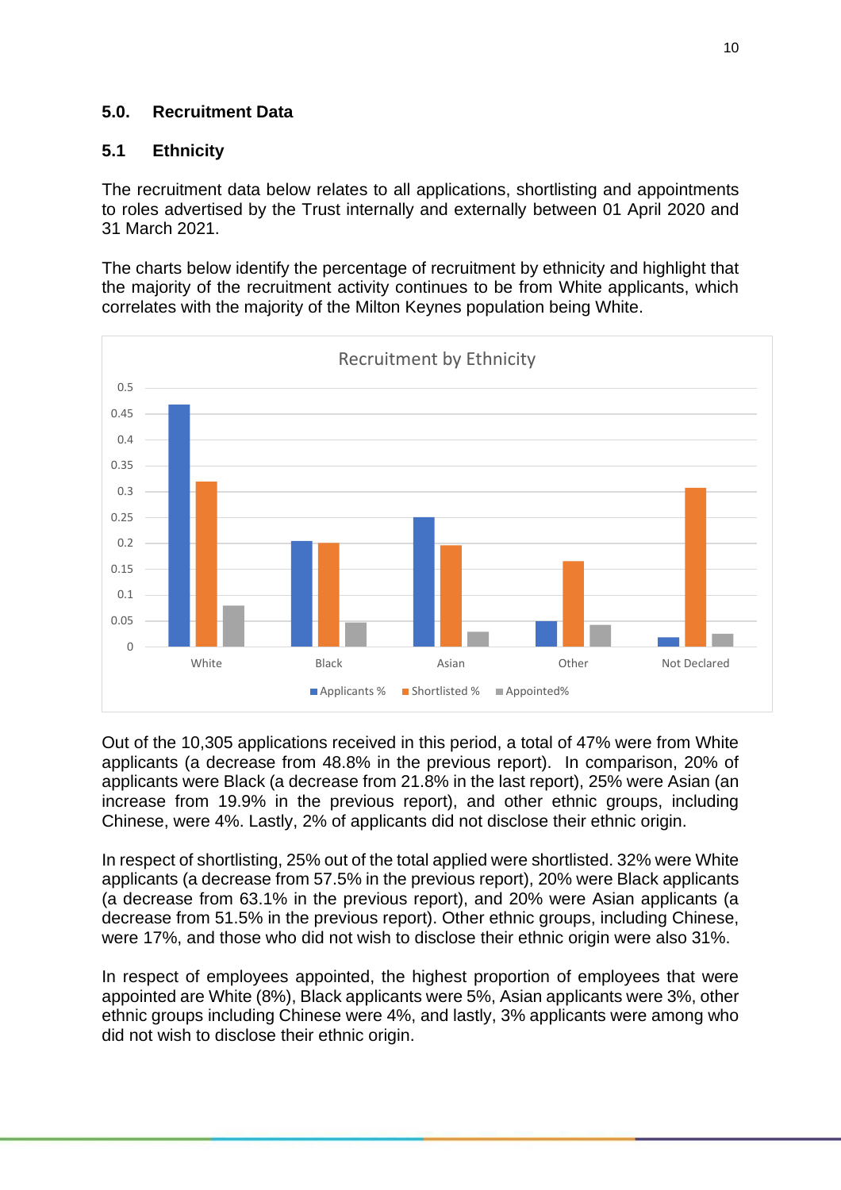## 5.0. Recruitment Data

### 5.1 Ethnicity

The recruitment data below relates to all applications, shortlisting and appointments to roles advertised by the Trust internally and externally between 01 April 2020 and 31 March 2021.

The charts below identify the percentage of recruitment by ethnicity and highlight that the majority of the recruitment activity continues to be from White applicants, which correlates with the majority of the Milton Keynes population being White.

Recruitment by Ethnicity

0.5
0.45
0.4
0.35
0.3
0.25
0.2
0.15
0.1
0.05
0

White
Black
Asian
Other
Not Declared

Applicants %
Shortlisted %
Appointed%

Out of the 10,305 applications received in this period, a total of 47% were from White applicants (a decrease from 48.8% in the previous report). In comparison, 20% of applicants were Black (a decrease from 21.8% in the last report), 25% were Asian (an increase from 19.9% in the previous report), and other ethnic groups, including Chinese, were 4%. Lastly, 2% of applicants did not disclose their ethnic origin.

In respect of shortlisting, 25% out of the total applied were shortlisted. 32% were White applicants (a decrease from 57.5% in the previous report), 20% were Black applicants (a decrease from 63.1% in the previous report), and 20% were Asian applicants (a decrease from 51.5% in the previous report). Other ethnic groups, including Chinese, were 17%, and those who did not wish to disclose their ethnic origin were also 31%.

In respect of employees appointed, the highest proportion of employees that were appointed are White (8%), Black applicants were 5%, Asian applicants were 3%, other ethnic groups including Chinese were 4%, and lastly, 3% applicants were among who did not wish to disclose their ethnic origin.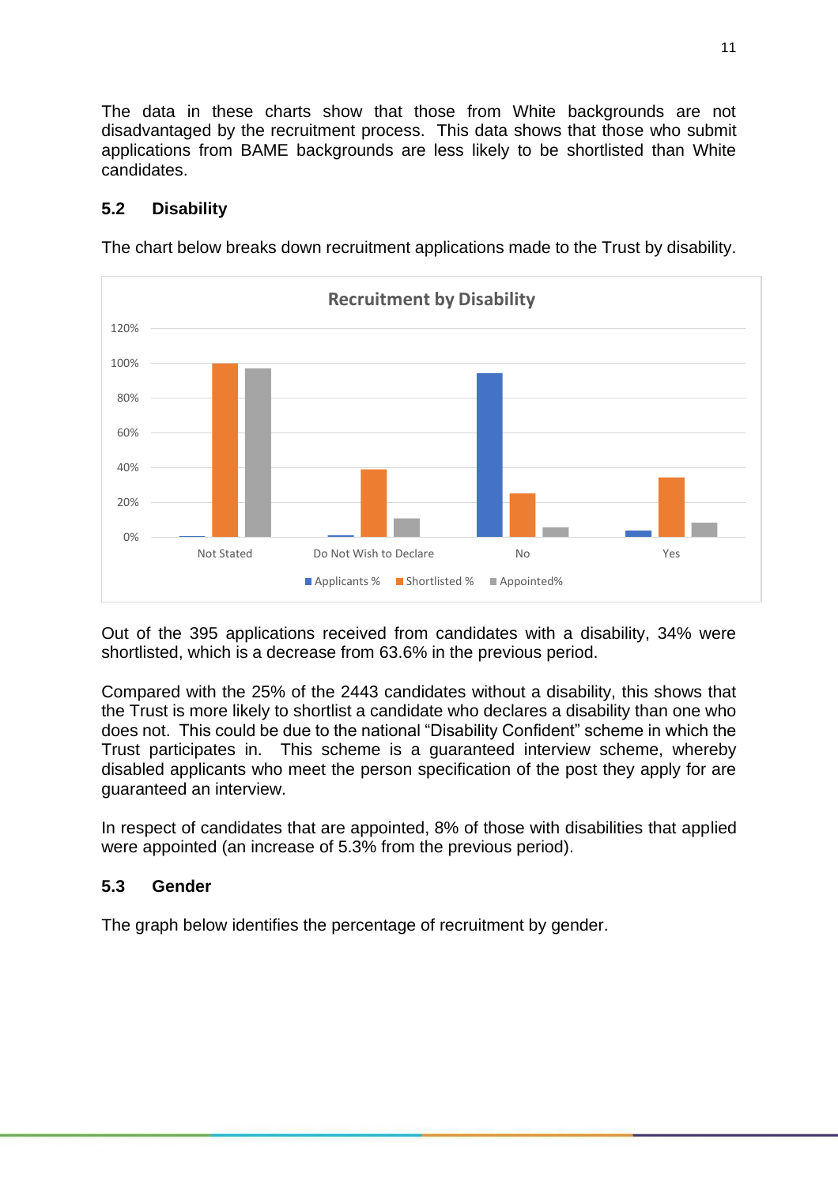The data in these charts show that those from White backgrounds are not disadvantaged by the recruitment process. This data shows that those who submit applications from BAME backgrounds are less likely to be shortlisted than White candidates.

## 5.2 Disability

The chart below breaks down recruitment applications made to the Trust by disability.

Recruitment by Disability

120%
100%
80%
60%
40%
20%
0%

Not Stated
Do Not Wish to Declare
No
Yes

Applicants %
Shortlisted %
Appointed%

Out of the 395 applications received from candidates with a disability, 34% were shortlisted, which is a decrease from 63.6% in the previous period.

Compared with the 25% of the 2443 candidates without a disability, this shows that the Trust is more likely to shortlist a candidate who declares a disability than one who does not. This could be due to the national “Disability Confident” scheme in which the Trust participates in. This scheme is a guaranteed interview scheme, whereby disabled applicants who meet the person specification of the post they apply for are guaranteed an interview.

In respect of candidates that are appointed, 8% of those with disabilities that applied were appointed (an increase of 5.3% from the previous period).

## 5.3 Gender

The graph below identifies the percentage of recruitment by gender.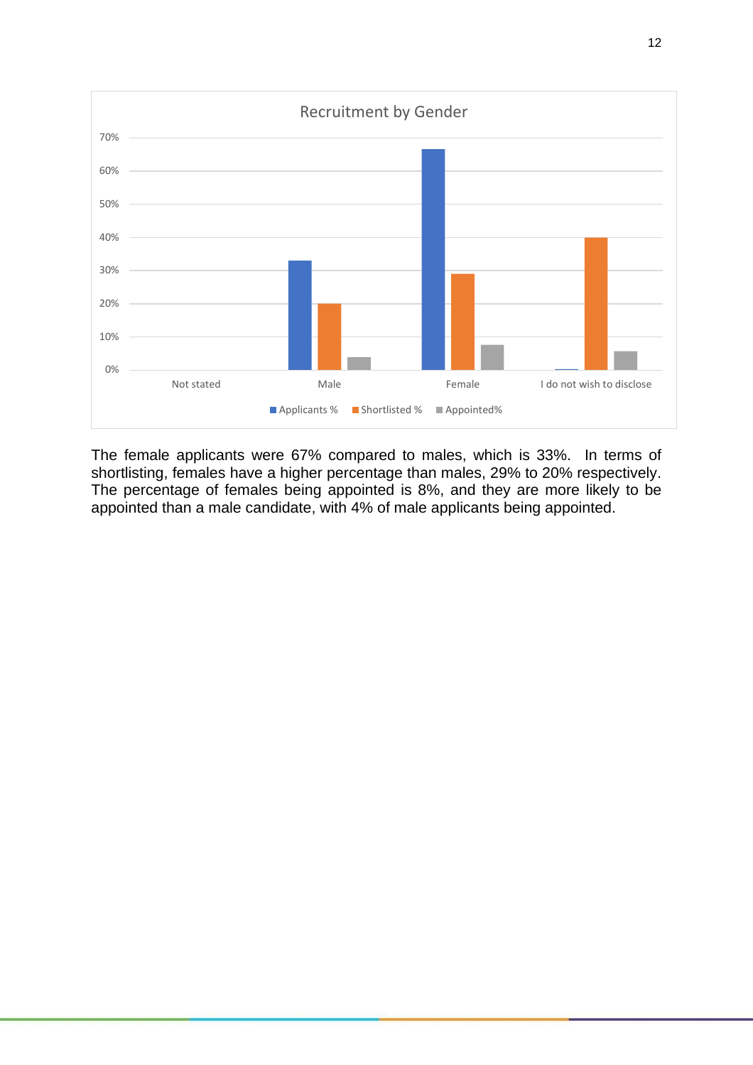Recruitment by Gender

70%
60%
50%
40%
30%
20%
10%
0%

Not stated
Male
Female
I do not wish to disclose

Applicants % Shortlisted % Appointed%

The female applicants were 67% compared to males, which is 33%. In terms of shortlisting, females have a higher percentage than males, 29% to 20% respectively. The percentage of females being appointed is 8%, and they are more likely to be appointed than a male candidate, with 4% of male applicants being appointed.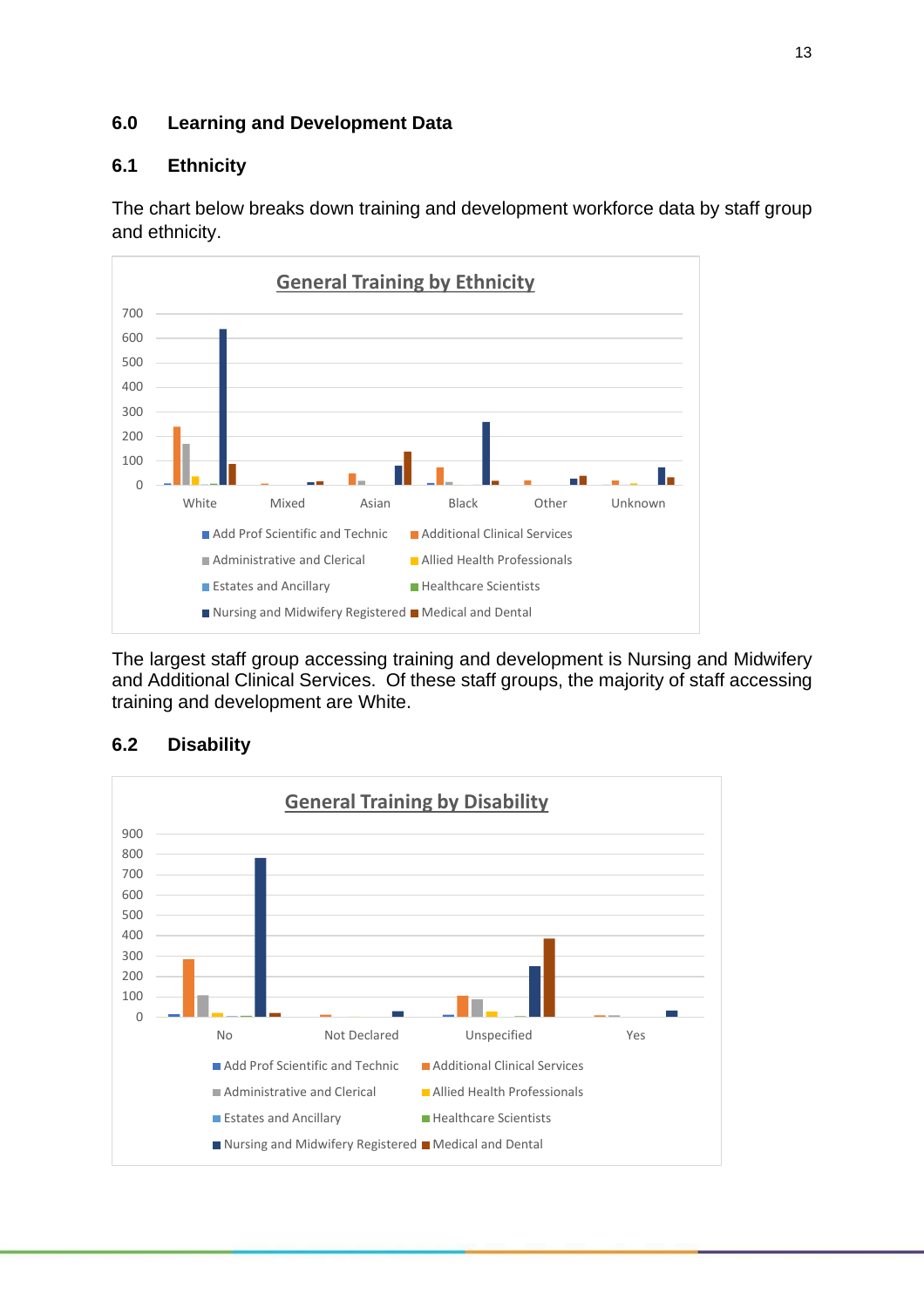## 6.0 Learning and Development Data

### 6.1 Ethnicity

The chart below breaks down training and development workforce data by staff group and ethnicity.

General Training by Ethnicity

700
600
500
400
300
200
100
0

White
Mixed
Asian
Black
Other
Unknown

Add Prof Scientific and Technic
Additional Clinical Services
Administrative and Clerical
Allied Health Professionals
Estates and Ancillary
Healthcare Scientists
Nursing and Midwifery Registered
Medical and Dental

The largest staff group accessing training and development is Nursing and Midwifery and Additional Clinical Services. Of these staff groups, the majority of staff accessing training and development are White.

### 6.2 Disability

General Training by Disability

900
800
700
600
500
400
300
200
100
0

No
Not Declared
Unspecified
Yes

Add Prof Scientific and Technic
Additional Clinical Services
Administrative and Clerical
Allied Health Professionals
Estates and Ancillary
Healthcare Scientists
Nursing and Midwifery Registered
Medical and Dental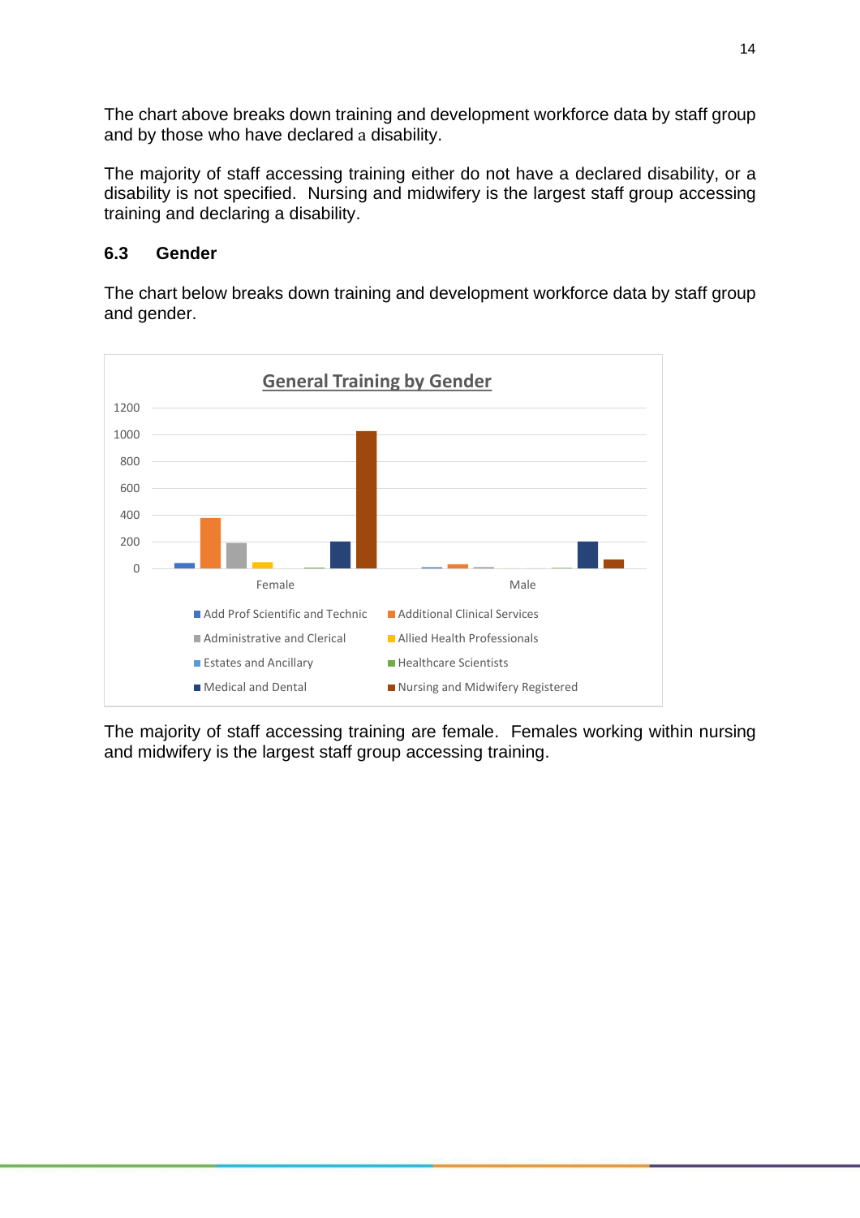The chart above breaks down training and development workforce data by staff group and by those who have declared a disability.

The majority of staff accessing training either do not have a declared disability, or a disability is not specified. Nursing and midwifery is the largest staff group accessing training and declaring a disability.

### 6.3 Gender

The chart below breaks down training and development workforce data by staff group and gender.

General Training by Gender

1200
1000
800
600
400
200
0

Female
Male

Add Prof Scientific and Technic
Additional Clinical Services
Administrative and Clerical
Allied Health Professionals
Estates and Ancillary
Healthcare Scientists
Medical and Dental
Nursing and Midwifery Registered

The majority of staff accessing training are female. Females working within nursing and midwifery is the largest staff group accessing training.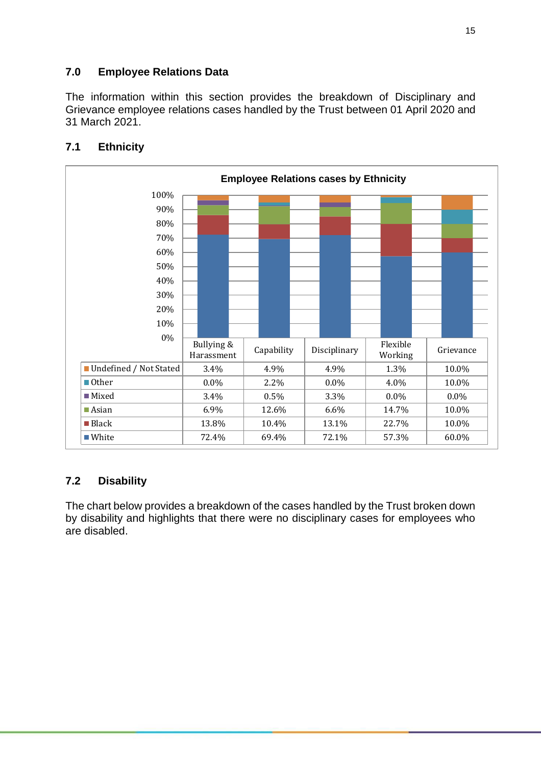## 7.0 Employee Relations Data

The information within this section provides the breakdown of Disciplinary and Grievance employee relations cases handled by the Trust between 01 April 2020 and 31 March 2021.

### 7.1 Ethnicity

**Employee Relations cases by Ethnicity**

100%
90%
80%
70%
60%
50%
40%
30%
20%
10%
0%

| | Bullying & Harassment | Capability | Disciplinary | Flexible Working | Grievance |
|---|---|---|---|---|---|
| Undefined / Not Stated | 3.4% | 4.9% | 4.9% | 1.3% | 10.0% |
| Other | 0.0% | 2.2% | 0.0% | 4.0% | 10.0% |
| Mixed | 3.4% | 0.5% | 3.3% | 0.0% | 0.0% |
| Asian | 6.9% | 12.6% | 6.6% | 14.7% | 10.0% |
| Black | 13.8% | 10.4% | 13.1% | 22.7% | 10.0% |
| White | 72.4% | 69.4% | 72.1% | 57.3% | 60.0% |

### 7.2 Disability

The chart below provides a breakdown of the cases handled by the Trust broken down by disability and highlights that there were no disciplinary cases for employees who are disabled.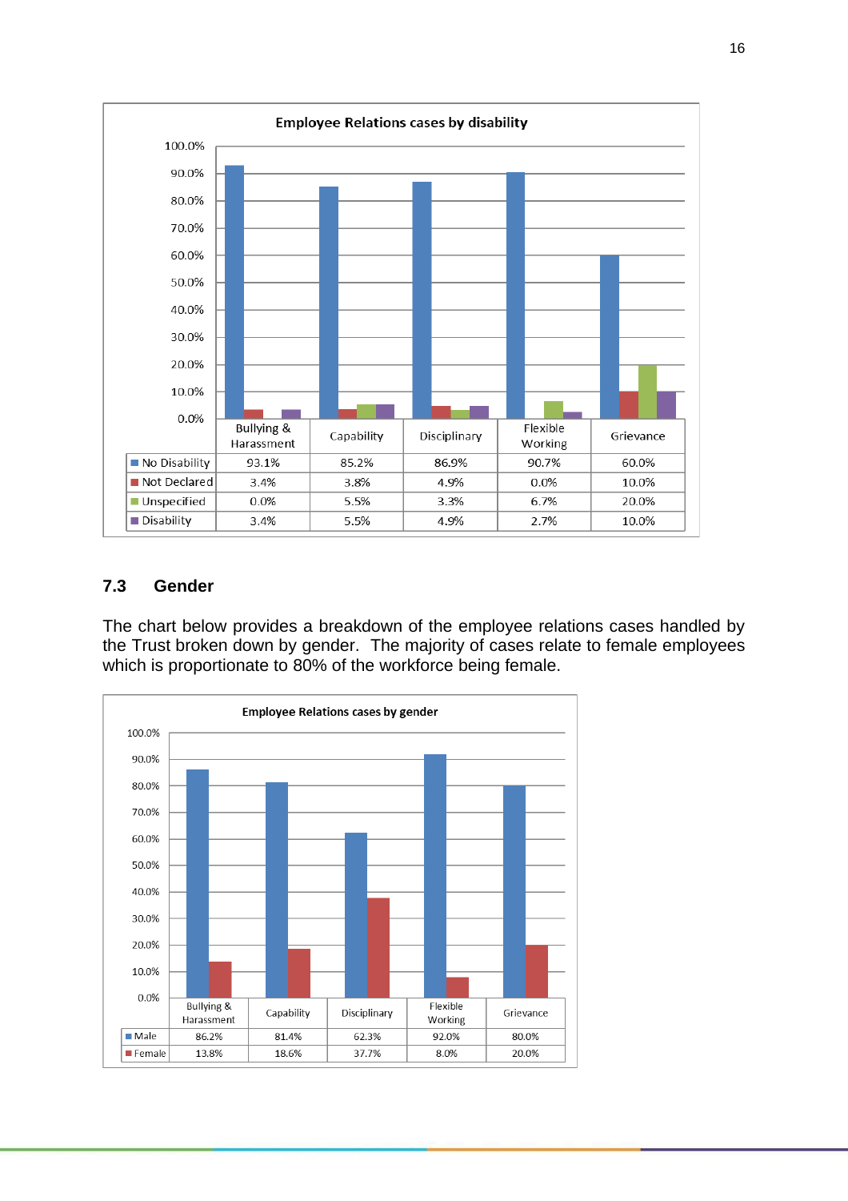Employee Relations cases by disability

100.0%
90.0%
80.0%
70.0%
60.0%
50.0%
40.0%
30.0%
20.0%
10.0%
0.0%

Bullying & Harassment
Capability
Disciplinary
Flexible Working
Grievance

No Disability 93.1% 85.2% 86.9% 90.7% 60.0%
Not Declared 3.4% 3.8% 4.9% 0.0% 10.0%
Unspecified 0.0% 5.5% 3.3% 6.7% 20.0%
Disability 3.4% 5.5% 4.9% 2.7% 10.0%

### 7.3 Gender

The chart below provides a breakdown of the employee relations cases handled by the Trust broken down by gender. The majority of cases relate to female employees which is proportionate to 80% of the workforce being female.

Employee Relations cases by gender

100.0%
90.0%
80.0%
70.0%
60.0%
50.0%
40.0%
30.0%
20.0%
10.0%
0.0%

Bullying & Harassment
Capability
Disciplinary
Flexible Working
Grievance

Male 86.2% 81.4% 62.3% 92.0% 80.0%
Female 13.8% 18.6% 37.7% 8.0% 20.0%